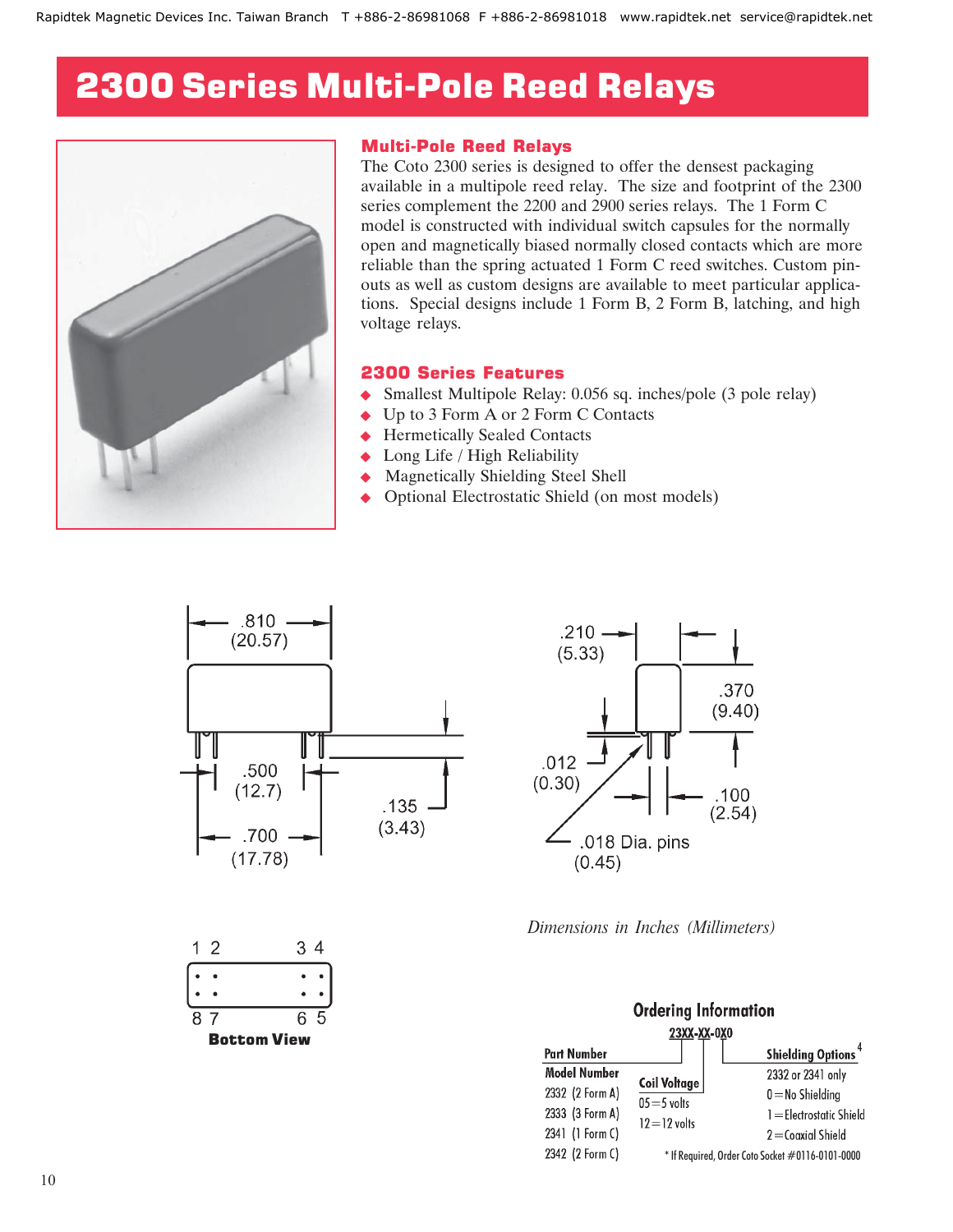# 2300 Series Multi-Pole Reed Relays

## Multi-Pole Reed Relays

The Coto 2300 series is designed to offer the densest packaging available in a multipole reed relay. The size and footprint of the 2300 series complement the 2200 and 2900 series relays. The 1 Form C model is constructed with individual switch capsules for the normally open and magnetically biased normally closed contacts which are more reliable than the spring actuated 1 Form C reed switches. Custom pin-outs as well as custom designs are available to meet particular applications. Special designs include 1 Form B, 2 Form B, latching, and high voltage relays.

## 2300 Series Features

- Smallest Multipole Relay: 0.056 sq. inches/pole (3 pole relay)
- Up to 3 Form A or 2 Form C Contacts
- Hermetically Sealed Contacts
- Long Life / High Reliability
- Magnetically Shielding Steel Shell
- Optional Electrostatic Shield (on most models)

.810 (20.57)

.500 (12.7)

.700 (17.78)

.135 (3.43)

.210 (5.33)

.370 (9.40)

.012 (0.30)

.100 (2.54)

.018 Dia. pins (0.45)

*Dimensions in Inches (Millimeters)*

1 2 3 4

8 7 6 5

**Bottom View**

## Ordering Information

23XX-XX-0X0

**Part Number**

| Model Number | Coil Voltage | Shielding Options[4] |
|---|---|---|
| 2332 (2 Form A) | 05=5 volts | 2332 or 2341 only |
| 2333 (3 Form A) | 12=12 volts | 0=No Shielding |
| 2341 (1 Form C) | | 1=Electrostatic Shield |
| 2342 (2 Form C) | | 2=Coaxial Shield |

* If Required, Order Coto Socket #0116-0101-0000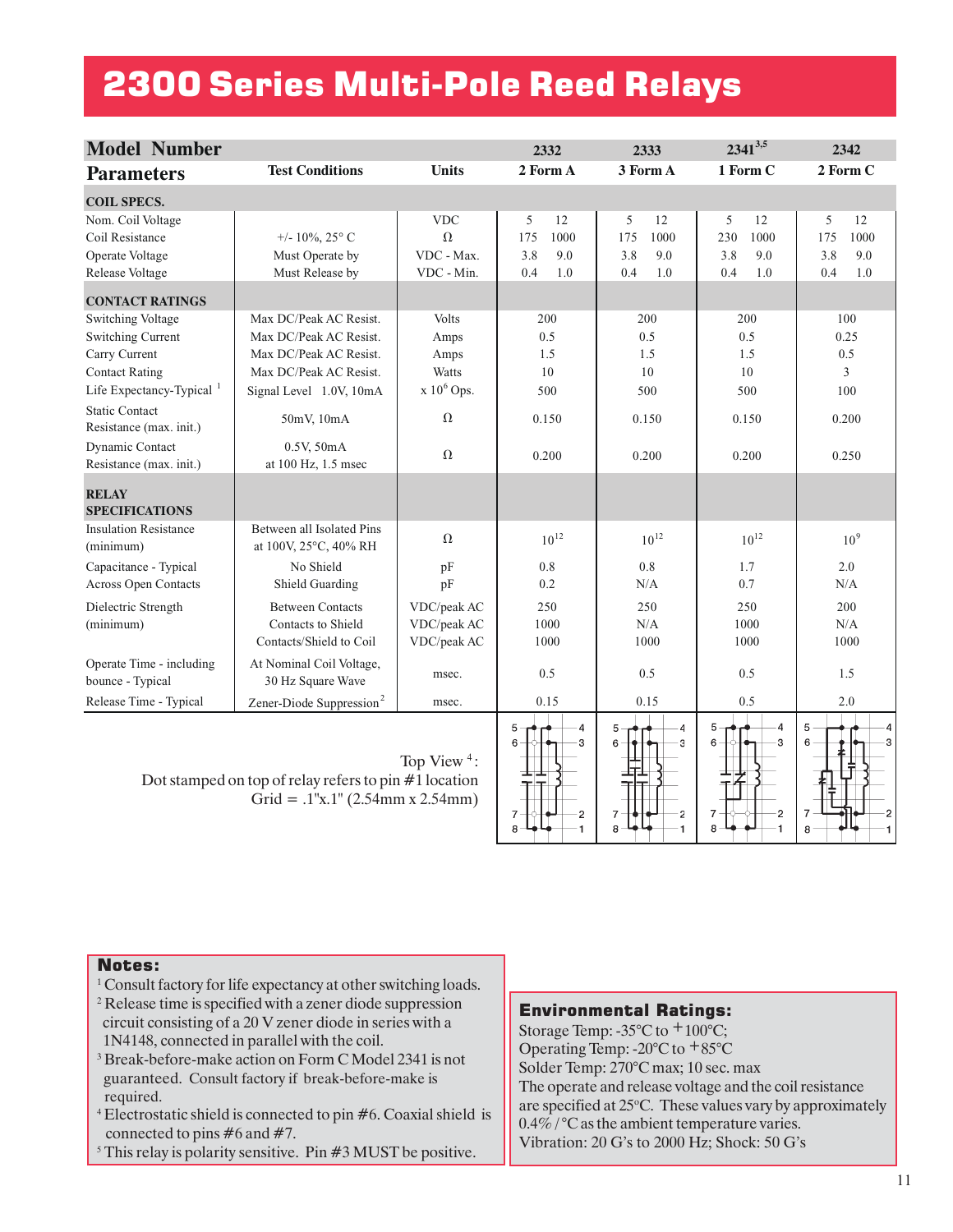# 2300 Series Multi-Pole Reed Relays

| Model Number | | | 2332 | | 2333 | | 2341[3,5] | | 2342 | |
|---|---|---|---|---|---|---|---|---|---|---|
| **Parameters** | **Test Conditions** | **Units** | **2 Form A** | | **3 Form A** | | **1 Form C** | | **2 Form C** | |
| **COIL SPECS.** | | | | | | | | | | |
| Nom. Coil Voltage | | VDC | 5 | 12 | 5 | 12 | 5 | 12 | 5 | 12 |
| Coil Resistance | +/- 10%, 25° C | Ω | 175 | 1000 | 175 | 1000 | 230 | 1000 | 175 | 1000 |
| Operate Voltage | Must Operate by | VDC - Max. | 3.8 | 9.0 | 3.8 | 9.0 | 3.8 | 9.0 | 3.8 | 9.0 |
| Release Voltage | Must Release by | VDC - Min. | 0.4 | 1.0 | 0.4 | 1.0 | 0.4 | 1.0 | 0.4 | 1.0 |
| **CONTACT RATINGS** | | | | | | | | | | |
| Switching Voltage | Max DC/Peak AC Resist. | Volts | 200 | | 200 | | 200 | | 100 | |
| Switching Current | Max DC/Peak AC Resist. | Amps | 0.5 | | 0.5 | | 0.5 | | 0.25 | |
| Carry Current | Max DC/Peak AC Resist. | Amps | 1.5 | | 1.5 | | 1.5 | | 0.5 | |
| Contact Rating | Max DC/Peak AC Resist. | Watts | 10 | | 10 | | 10 | | 3 | |
| Life Expectancy-Typical [1] | Signal Level 1.0V, 10mA | x $10^6$ Ops. | 500 | | 500 | | 500 | | 100 | |
| Static Contact Resistance (max. init.) | 50mV, 10mA | Ω | 0.150 | | 0.150 | | 0.150 | | 0.200 | |
| Dynamic Contact Resistance (max. init.) | 0.5V, 50mA at 100 Hz, 1.5 msec | Ω | 0.200 | | 0.200 | | 0.200 | | 0.250 | |
| **RELAY SPECIFICATIONS** | | | | | | | | | | |
| Insulation Resistance (minimum) | Between all Isolated Pins at 100V, 25°C, 40% RH | Ω | $10^{12}$ | | $10^{12}$ | | $10^{12}$ | | $10^{9}$ | |
| Capacitance - Typical Across Open Contacts | No Shield | pF | 0.8 | | 0.8 | | 1.7 | | 2.0 | |
| | Shield Guarding | pF | 0.2 | | N/A | | 0.7 | | N/A | |
| Dielectric Strength (minimum) | Between Contacts | VDC/peak AC | 250 | | 250 | | 250 | | 200 | |
| | Contacts to Shield | VDC/peak AC | 1000 | | N/A | | 1000 | | N/A | |
| | Contacts/Shield to Coil | VDC/peak AC | 1000 | | 1000 | | 1000 | | 1000 | |
| Operate Time - including bounce - Typical | At Nominal Coil Voltage, 30 Hz Square Wave | msec. | 0.5 | | 0.5 | | 0.5 | | 1.5 | |
| Release Time - Typical | Zener-Diode Suppression[2] | msec. | 0.15 | | 0.15 | | 0.5 | | 2.0 | |

Top View [4]:
Dot stamped on top of relay refers to pin #1 location
Grid = .1"x.1" (2.54mm x 2.54mm)

5 4 6 3 7 2 8 1

5 4 6 3 7 2 8 1

5 4 6 3 7 2 8 1

5 4 6 3 7 2 8 1

## Notes:

[1] Consult factory for life expectancy at other switching loads.
[2] Release time is specified with a zener diode suppression circuit consisting of a 20 V zener diode in series with a 1N4148, connected in parallel with the coil.
[3] Break-before-make action on Form C Model 2341 is not guaranteed. Consult factory if break-before-make is required.
[4] Electrostatic shield is connected to pin #6. Coaxial shield is connected to pins #6 and #7.
[5] This relay is polarity sensitive. Pin #3 MUST be positive.

## Environmental Ratings:

Storage Temp: -35°C to +100°C;
Operating Temp: -20°C to +85°C
Solder Temp: 270°C max; 10 sec. max
The operate and release voltage and the coil resistance are specified at 25°C. These values vary by approximately 0.4% / °C as the ambient temperature varies.
Vibration: 20 G's to 2000 Hz; Shock: 50 G's